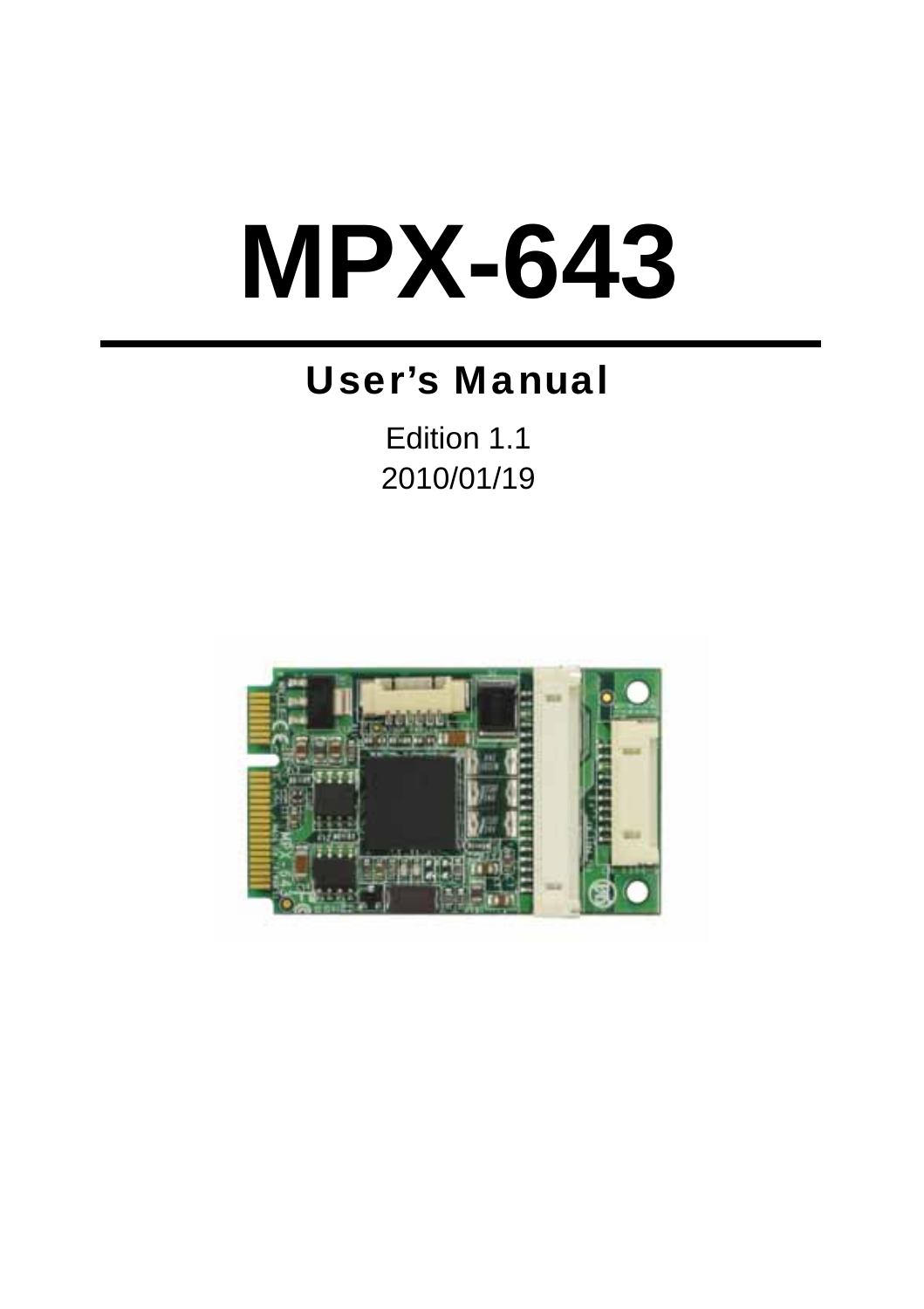# MPX-643

## User's Manual

Edition 1.1
2010/01/19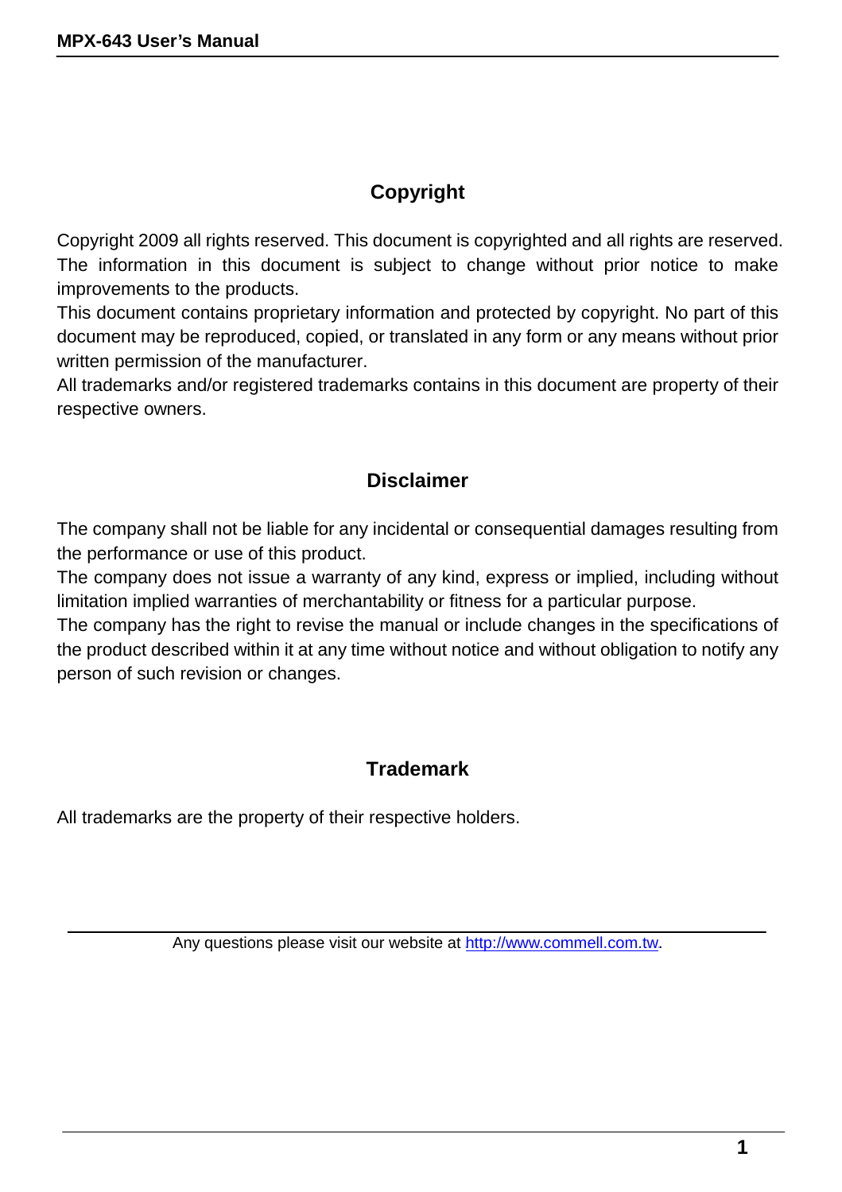## Copyright

Copyright 2009 all rights reserved. This document is copyrighted and all rights are reserved. The information in this document is subject to change without prior notice to make improvements to the products.
This document contains proprietary information and protected by copyright. No part of this document may be reproduced, copied, or translated in any form or any means without prior written permission of the manufacturer.
All trademarks and/or registered trademarks contains in this document are property of their respective owners.

## Disclaimer

The company shall not be liable for any incidental or consequential damages resulting from the performance or use of this product.
The company does not issue a warranty of any kind, express or implied, including without limitation implied warranties of merchantability or fitness for a particular purpose.
The company has the right to revise the manual or include changes in the specifications of the product described within it at any time without notice and without obligation to notify any person of such revision or changes.

## Trademark

All trademarks are the property of their respective holders.

---

Any questions please visit our website at [http://www.commell.com.tw](http://www.commell.com.tw).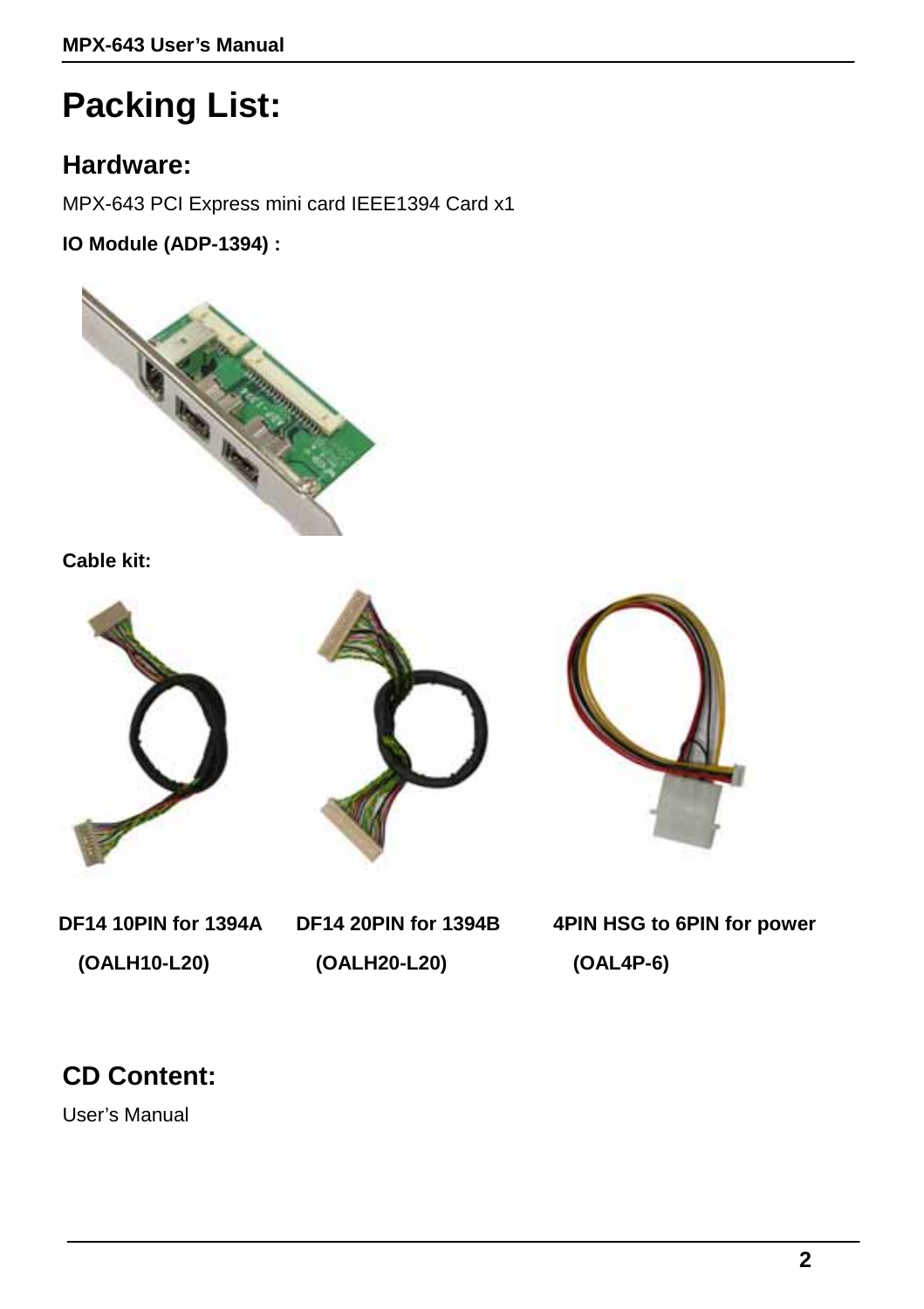# Packing List:

## Hardware:

MPX-643 PCI Express mini card IEEE1394 Card x1

**IO Module (ADP-1394) :**

**Cable kit:**

**DF14 10PIN for 1394A (OALH10-L20)**

**DF14 20PIN for 1394B (OALH20-L20)**

**4PIN HSG to 6PIN for power (OAL4P-6)**

## CD Content:

User's Manual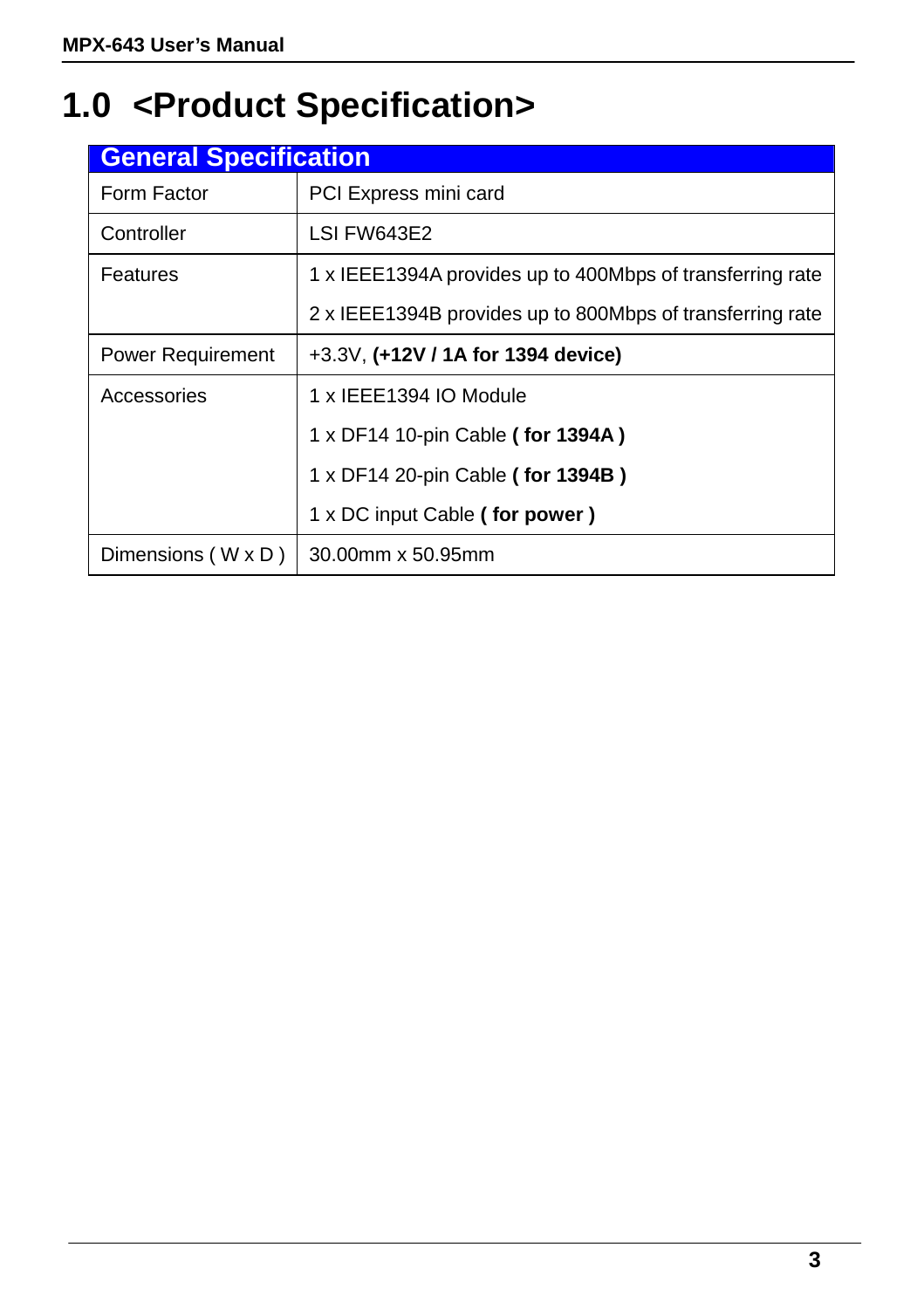# 1.0 <Product Specification>

| General Specification | |
|---|---|
| Form Factor | PCI Express mini card |
| Controller | LSI FW643E2 |
| Features | 1 x IEEE1394A provides up to 400Mbps of transferring rate<br>2 x IEEE1394B provides up to 800Mbps of transferring rate |
| Power Requirement | +3.3V, **(+12V / 1A for 1394 device)** |
| Accessories | 1 x IEEE1394 IO Module<br>1 x DF14 10-pin Cable **( for 1394A )**<br>1 x DF14 20-pin Cable **( for 1394B )**<br>1 x DC input Cable **( for power )** |
| Dimensions ( W x D ) | 30.00mm x 50.95mm |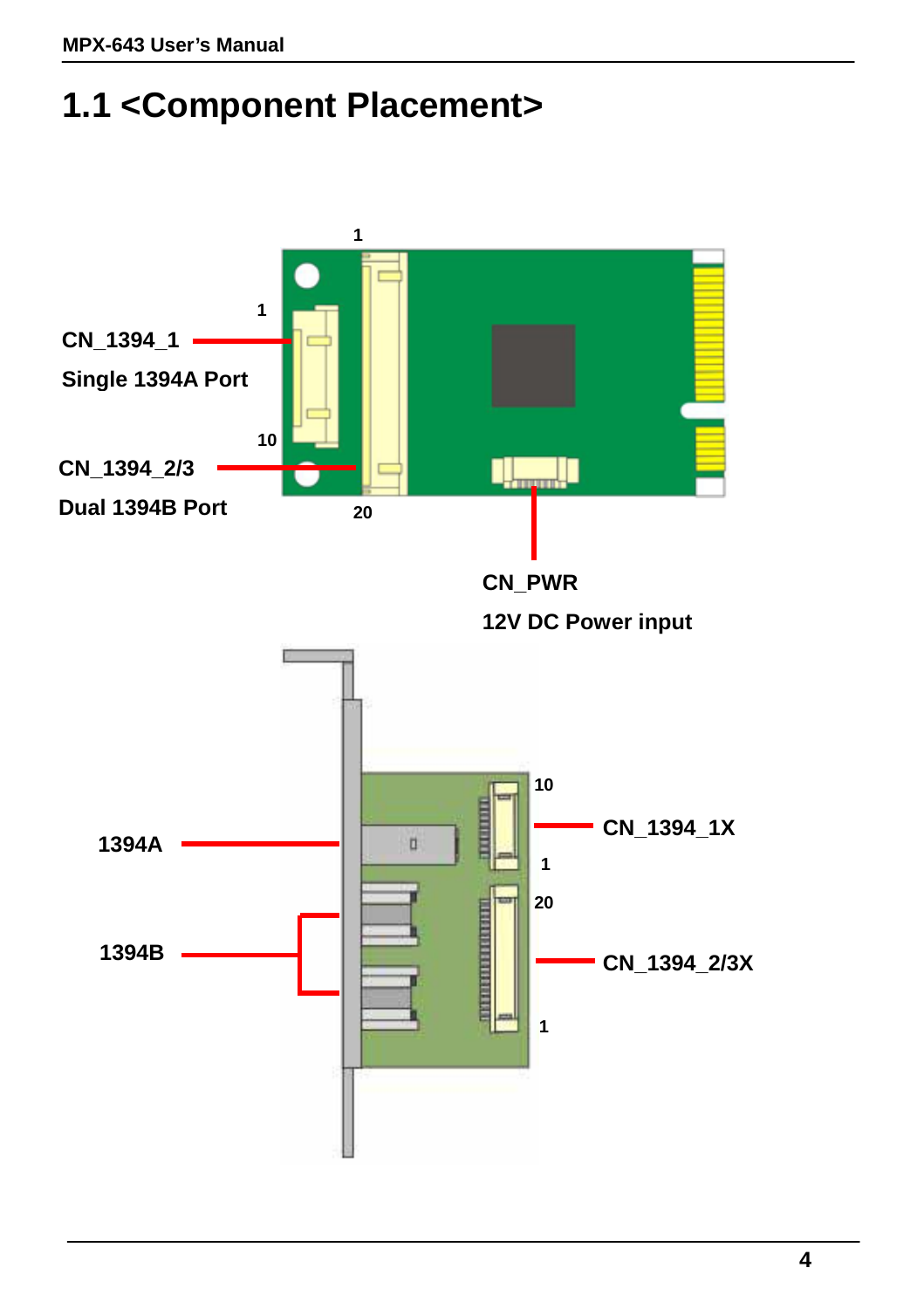# 1.1 <Component Placement>

CN_1394_1

Single 1394A Port

CN_1394_2/3

Dual 1394B Port

CN_PWR

12V DC Power input

1394A

1394B

CN_1394_1X

CN_1394_2/3X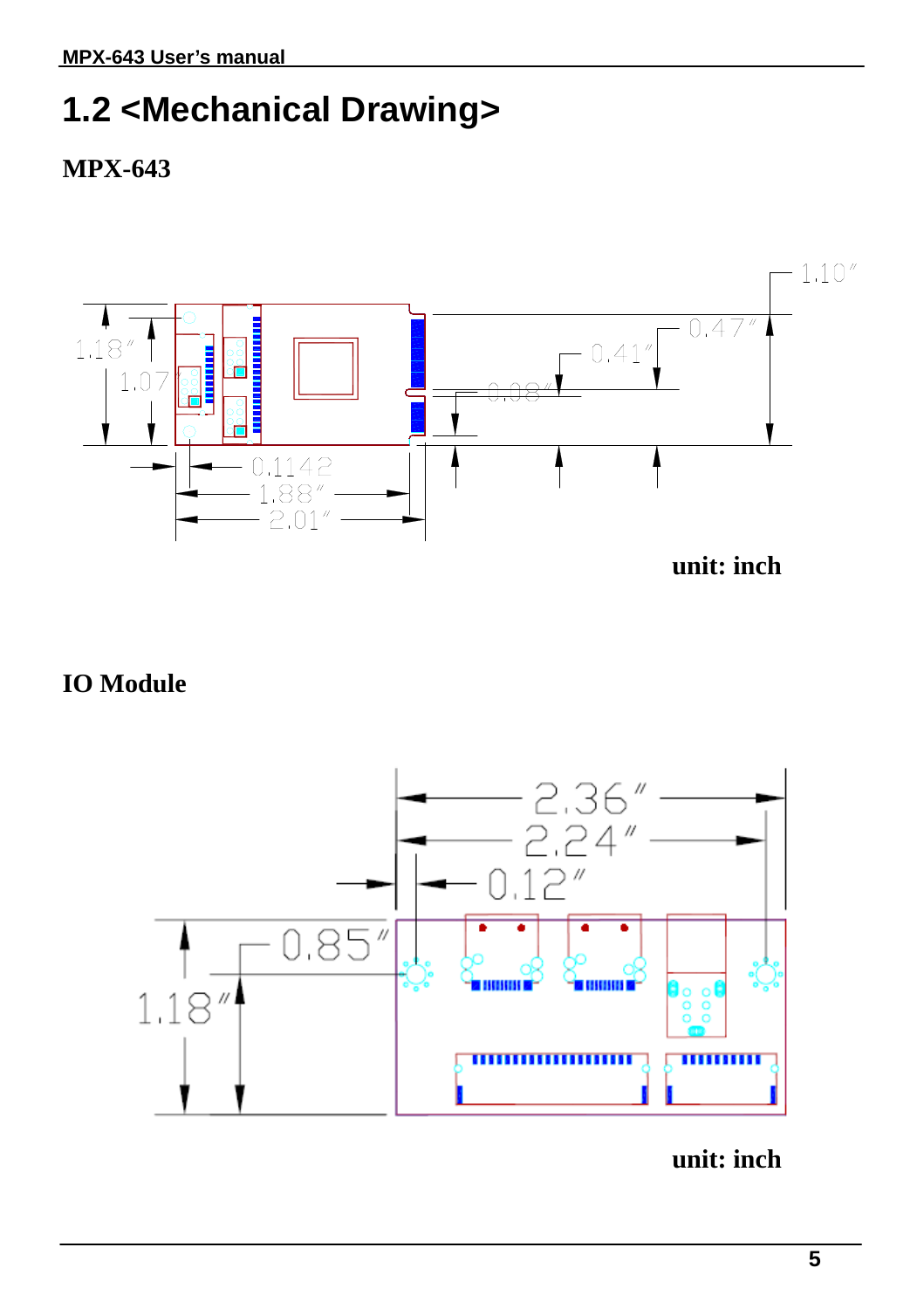## 1.2 <Mechanical Drawing>

### MPX-643

unit: inch

### IO Module

unit: inch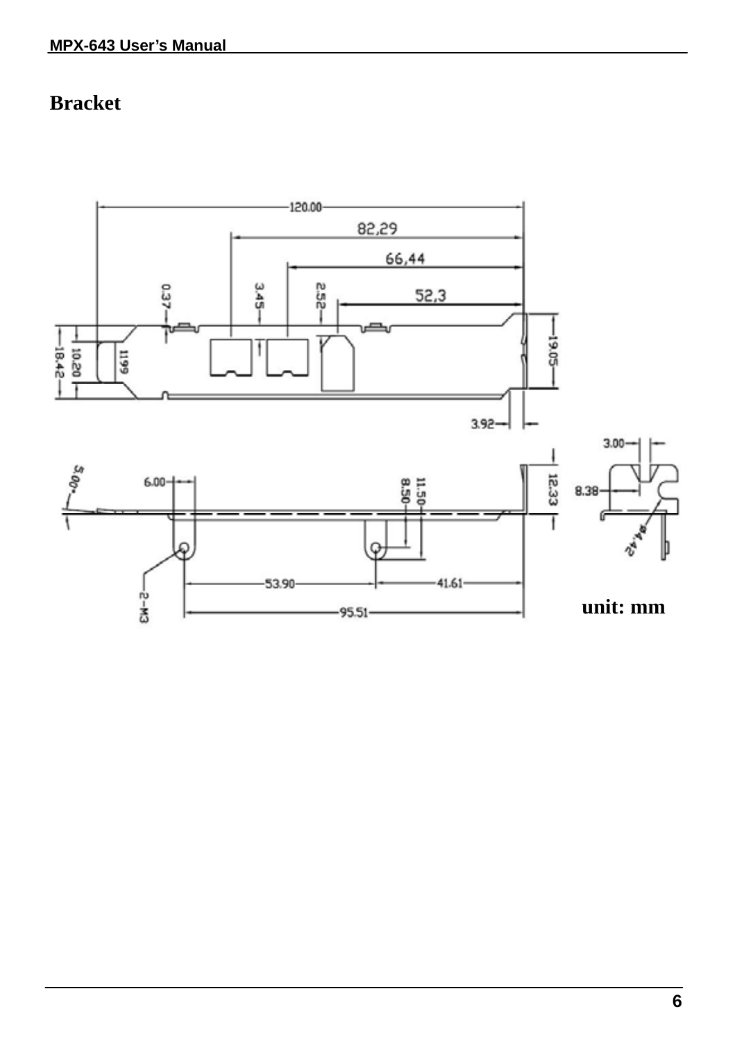# Bracket

unit: mm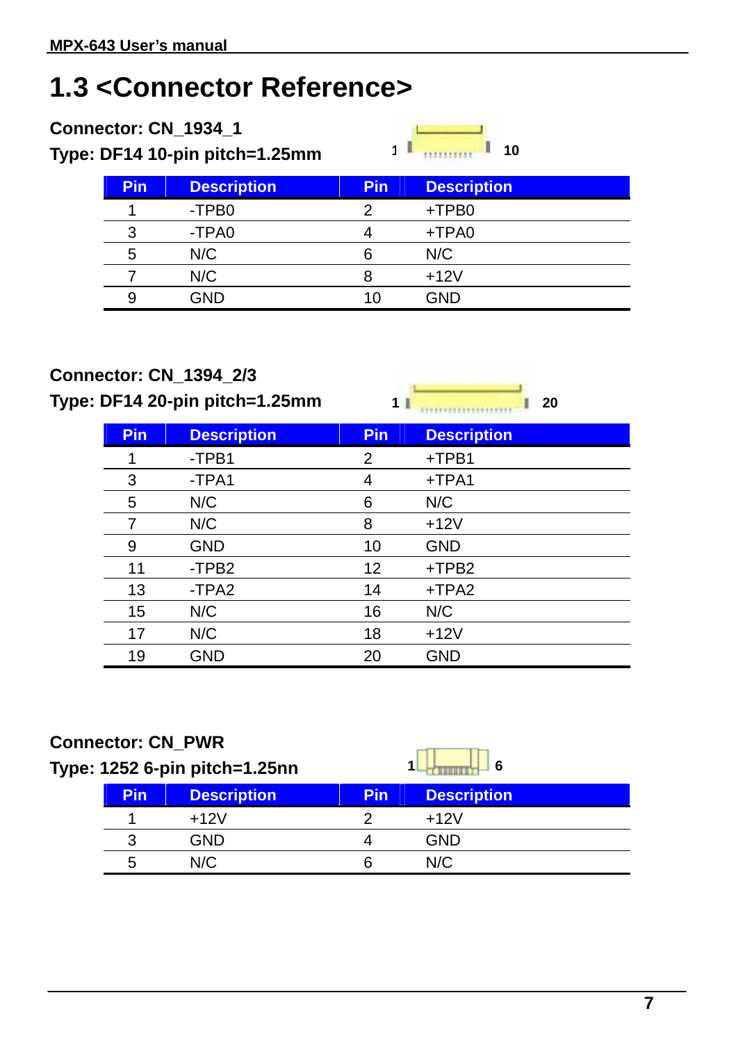# 1.3 <Connector Reference>

**Connector: CN_1934_1**

**Type: DF14 10-pin pitch=1.25mm**

1 10

| Pin | Description | Pin | Description |
|---|---|---|---|
| 1 | -TPB0 | 2 | +TPB0 |
| 3 | -TPA0 | 4 | +TPA0 |
| 5 | N/C | 6 | N/C |
| 7 | N/C | 8 | +12V |
| 9 | GND | 10 | GND |

**Connector: CN_1394_2/3**

**Type: DF14 20-pin pitch=1.25mm**

1 20

| Pin | Description | Pin | Description |
|---|---|---|---|
| 1 | -TPB1 | 2 | +TPB1 |
| 3 | -TPA1 | 4 | +TPA1 |
| 5 | N/C | 6 | N/C |
| 7 | N/C | 8 | +12V |
| 9 | GND | 10 | GND |
| 11 | -TPB2 | 12 | +TPB2 |
| 13 | -TPA2 | 14 | +TPA2 |
| 15 | N/C | 16 | N/C |
| 17 | N/C | 18 | +12V |
| 19 | GND | 20 | GND |

**Connector: CN_PWR**

**Type: 1252 6-pin pitch=1.25nn**

1 6

| Pin | Description | Pin | Description |
|---|---|---|---|
| 1 | +12V | 2 | +12V |
| 3 | GND | 4 | GND |
| 5 | N/C | 6 | N/C |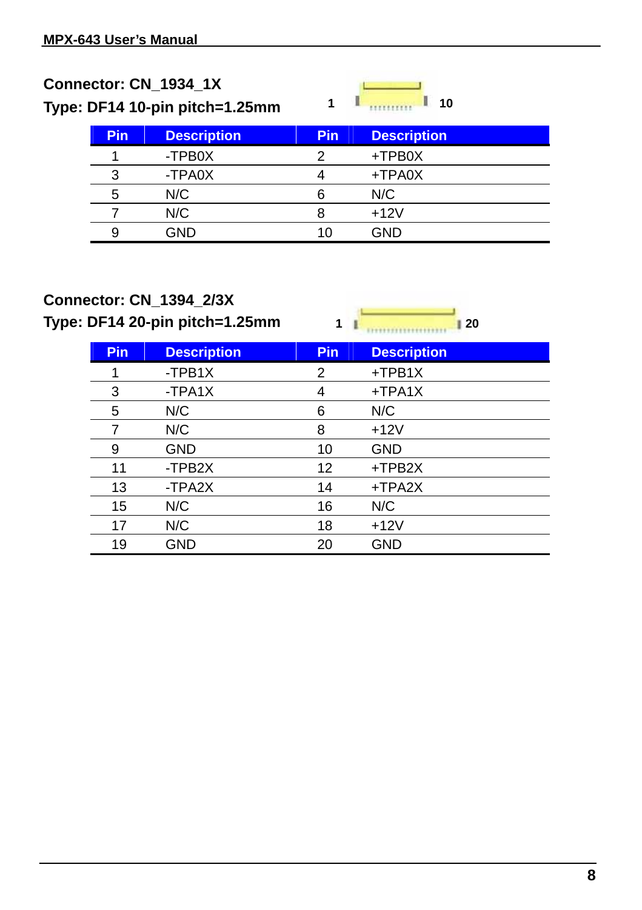**Connector: CN_1934_1X**

**Type: DF14 10-pin pitch=1.25mm**

1 10

| Pin | Description | Pin | Description |
|---|---|---|---|
| 1 | -TPB0X | 2 | +TPB0X |
| 3 | -TPA0X | 4 | +TPA0X |
| 5 | N/C | 6 | N/C |
| 7 | N/C | 8 | +12V |
| 9 | GND | 10 | GND |

**Connector: CN_1394_2/3X**

**Type: DF14 20-pin pitch=1.25mm**

1 20

| Pin | Description | Pin | Description |
|---|---|---|---|
| 1 | -TPB1X | 2 | +TPB1X |
| 3 | -TPA1X | 4 | +TPA1X |
| 5 | N/C | 6 | N/C |
| 7 | N/C | 8 | +12V |
| 9 | GND | 10 | GND |
| 11 | -TPB2X | 12 | +TPB2X |
| 13 | -TPA2X | 14 | +TPA2X |
| 15 | N/C | 16 | N/C |
| 17 | N/C | 18 | +12V |
| 19 | GND | 20 | GND |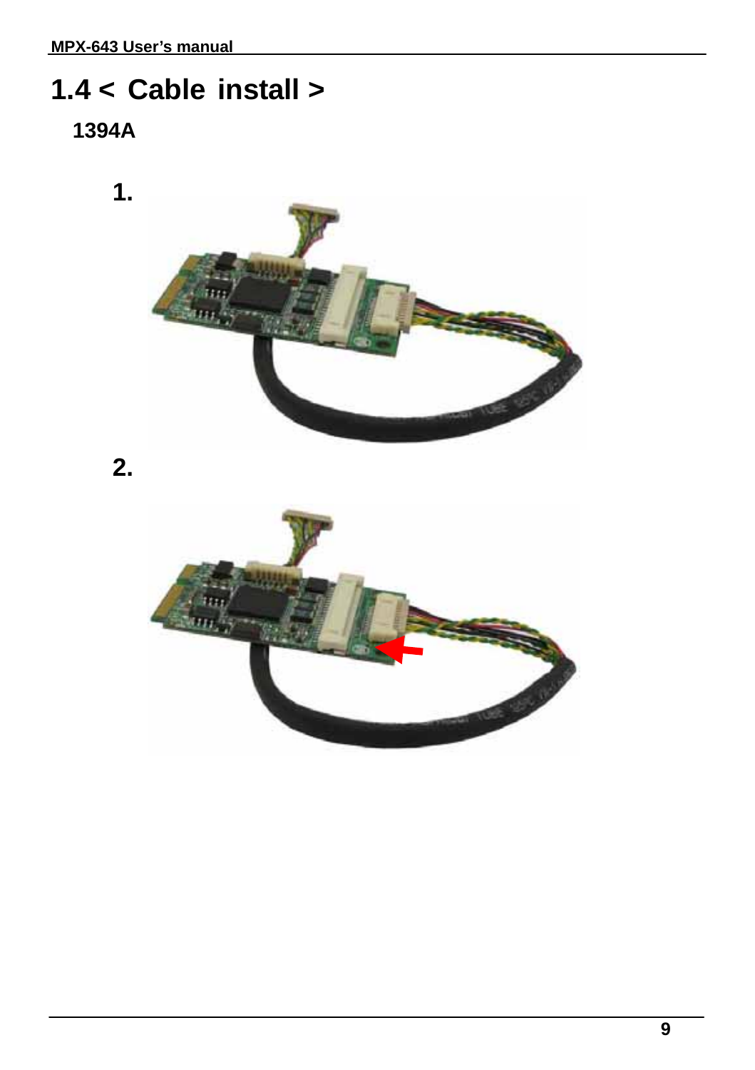# 1.4 < Cable install >

## 1394A

1.

2.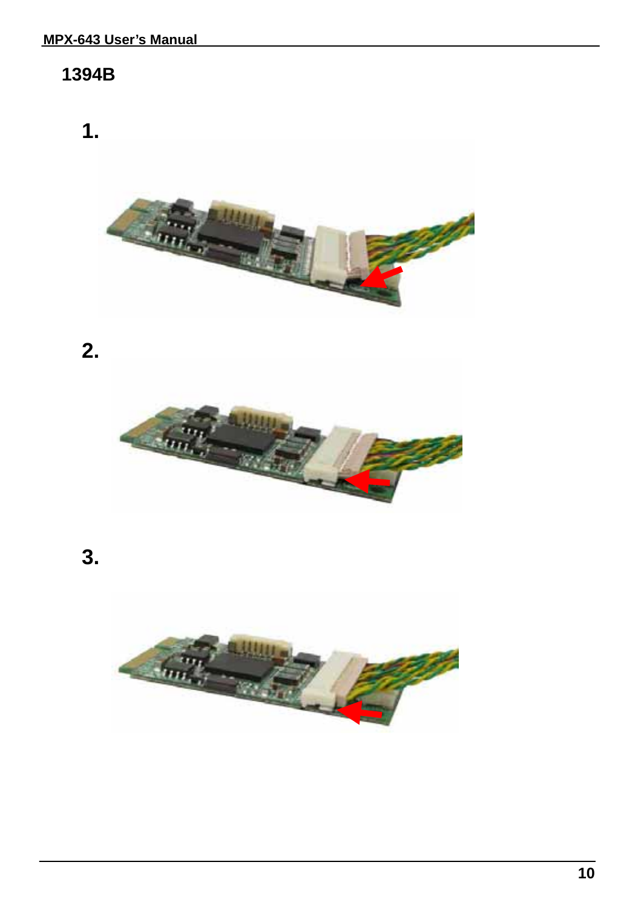## 1394B

**1.**

**2.**

**3.**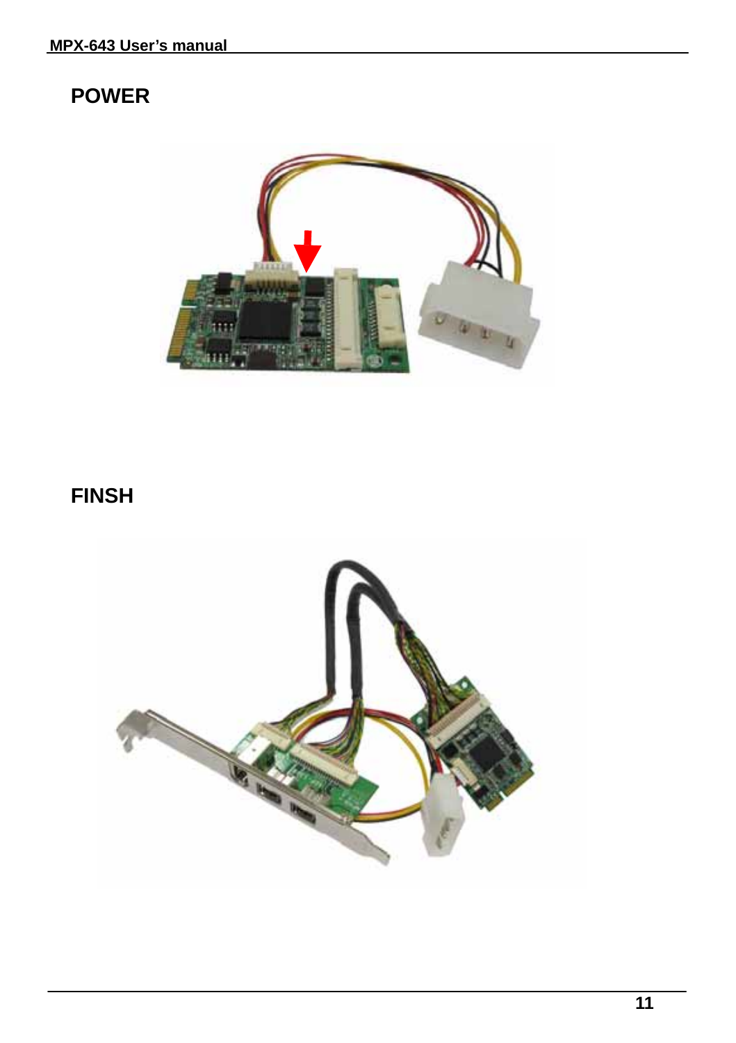## POWER

## FINSH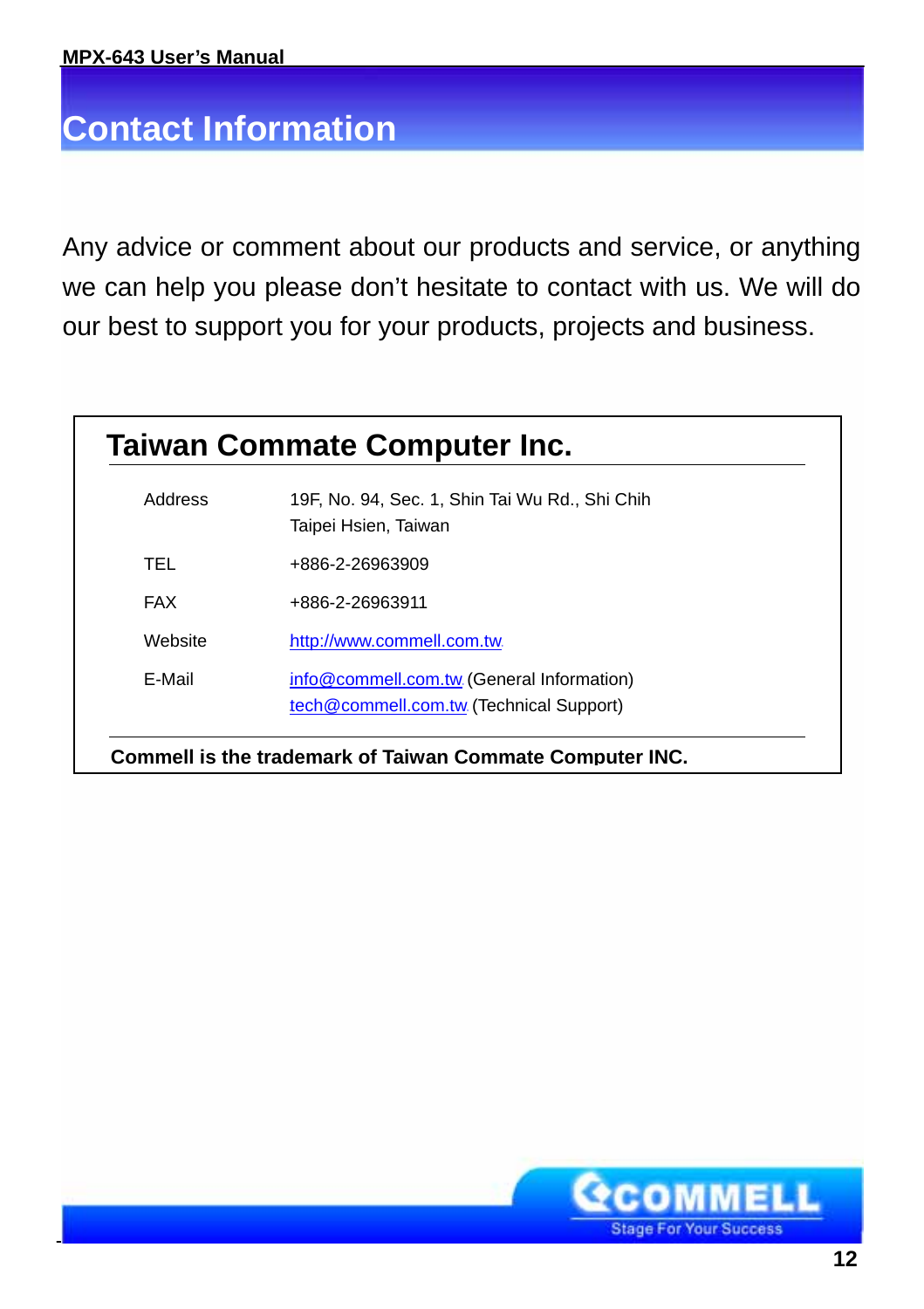# Contact Information

Any advice or comment about our products and service, or anything we can help you please don't hesitate to contact with us. We will do our best to support you for your products, projects and business.

## Taiwan Commate Computer Inc.

| | |
|---|---|
| Address | 19F, No. 94, Sec. 1, Shin Tai Wu Rd., Shi Chih Taipei Hsien, Taiwan |
| TEL | +886-2-26963909 |
| FAX | +886-2-26963911 |
| Website | http://www.commell.com.tw |
| E-Mail | info@commell.com.tw (General Information) tech@commell.com.tw (Technical Support) |

**Commell is the trademark of Taiwan Commate Computer INC.**